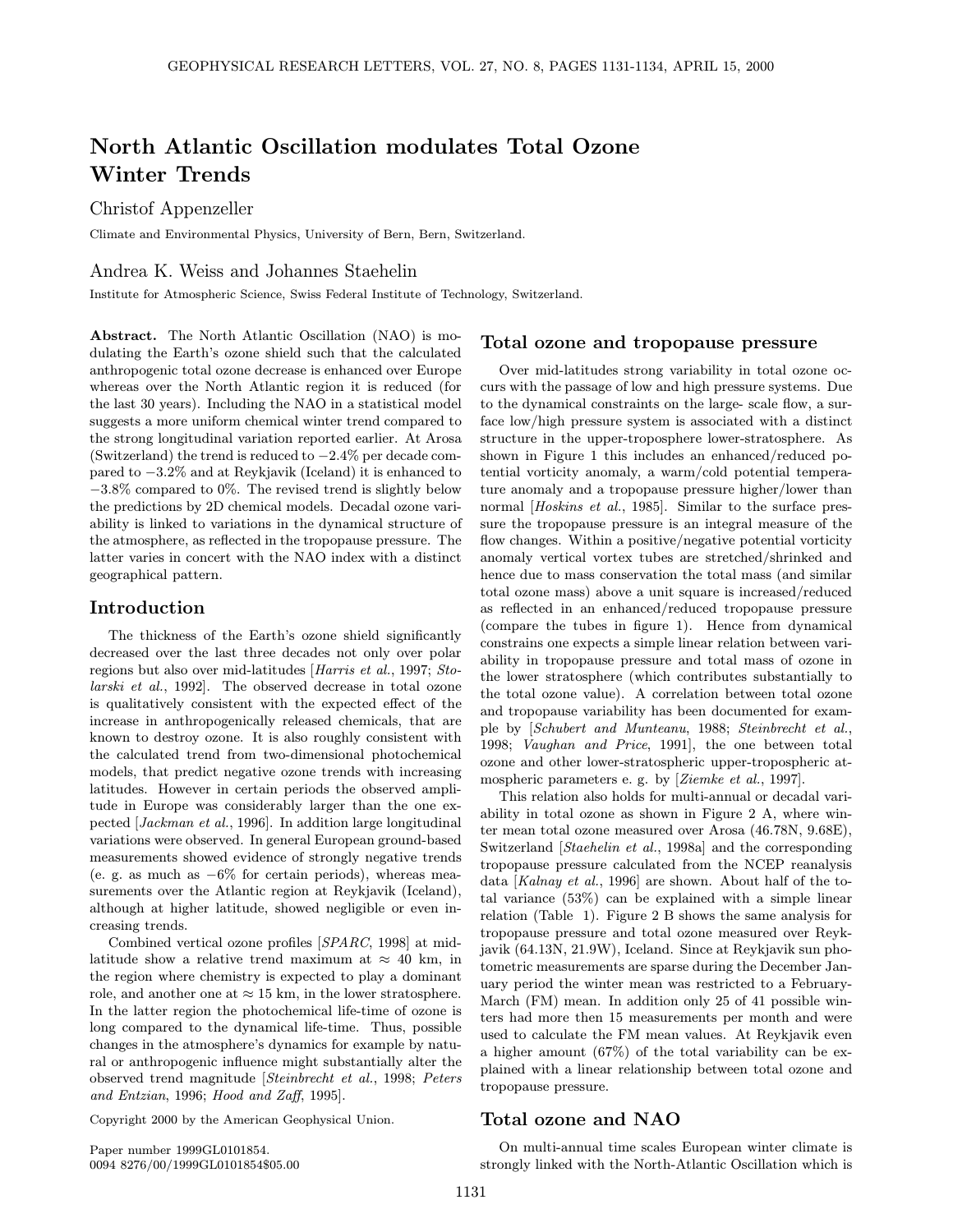# North Atlantic Oscillation modulates Total Ozone Winter Trends

Christof Appenzeller

Climate and Environmental Physics, University of Bern, Bern, Switzerland.

Andrea K. Weiss and Johannes Staehelin

Institute for Atmospheric Science, Swiss Federal Institute of Technology, Switzerland.

**Abstract.** The North Atlantic Oscillation (NAO) is modulating the Earth's ozone shield such that the calculated anthropogenic total ozone decrease is enhanced over Europe whereas over the North Atlantic region it is reduced (for the last 30 years). Including the NAO in a statistical model suggests a more uniform chemical winter trend compared to the strong longitudinal variation reported earlier. At Arosa (Switzerland) the trend is reduced to −2.4% per decade compared to −3.2% and at Reykjavik (Iceland) it is enhanced to −3.8% compared to 0%. The revised trend is slightly below the predictions by 2D chemical models. Decadal ozone variability is linked to variations in the dynamical structure of the atmosphere, as reflected in the tropopause pressure. The latter varies in concert with the NAO index with a distinct geographical pattern.

## Introduction

The thickness of the Earth's ozone shield significantly decreased over the last three decades not only over polar regions but also over mid-latitudes [*Harris et al.*, 1997; *Stolarski et al.*, 1992]. The observed decrease in total ozone is qualitatively consistent with the expected effect of the increase in anthropogenically released chemicals, that are known to destroy ozone. It is also roughly consistent with the calculated trend from two-dimensional photochemical models, that predict negative ozone trends with increasing latitudes. However in certain periods the observed amplitude in Europe was considerably larger than the one expected [*Jackman et al.*, 1996]. In addition large longitudinal variations were observed. In general European ground-based measurements showed evidence of strongly negative trends (e. g. as much as −6% for certain periods), whereas measurements over the Atlantic region at Reykjavik (Iceland), although at higher latitude, showed negligible or even increasing trends.

Combined vertical ozone profiles [*SPARC*, 1998] at mid-latitude show a relative trend maximum at ≈ 40 km, in the region where chemistry is expected to play a dominant role, and another one at ≈ 15 km, in the lower stratosphere. In the latter region the photochemical life-time of ozone is long compared to the dynamical life-time. Thus, possible changes in the atmosphere's dynamics for example by natural or anthropogenic influence might substantially alter the observed trend magnitude [*Steinbrecht et al.*, 1998; *Peters and Entzian*, 1996; *Hood and Zaff*, 1995].

Copyright 2000 by the American Geophysical Union.

Paper number 1999GL0101854.
0094 8276/00/1999GL0101854$05.00

## Total ozone and tropopause pressure

Over mid-latitudes strong variability in total ozone occurs with the passage of low and high pressure systems. Due to the dynamical constraints on the large- scale flow, a surface low/high pressure system is associated with a distinct structure in the upper-troposphere lower-stratosphere. As shown in Figure 1 this includes an enhanced/reduced potential vorticity anomaly, a warm/cold potential temperature anomaly and a tropopause pressure higher/lower than normal [*Hoskins et al.*, 1985]. Similar to the surface pressure the tropopause pressure is an integral measure of the flow changes. Within a positive/negative potential vorticity anomaly vertical vortex tubes are stretched/shrinked and hence due to mass conservation the total mass (and similar total ozone mass) above a unit square is increased/reduced as reflected in an enhanced/reduced tropopause pressure (compare the tubes in figure 1). Hence from dynamical constrains one expects a simple linear relation between variability in tropopause pressure and total mass of ozone in the lower stratosphere (which contributes substantially to the total ozone value). A correlation between total ozone and tropopause variability has been documented for example by [*Schubert and Munteanu*, 1988; *Steinbrecht et al.*, 1998; *Vaughan and Price*, 1991], the one between total ozone and other lower-stratospheric upper-tropospheric atmospheric parameters e. g. by [*Ziemke et al.*, 1997].

This relation also holds for multi-annual or decadal variability in total ozone as shown in Figure 2 A, where winter mean total ozone measured over Arosa (46.78N, 9.68E), Switzerland [*Staehelin et al.*, 1998a] and the corresponding tropopause pressure calculated from the NCEP reanalysis data [*Kalnay et al.*, 1996] are shown. About half of the total variance (53%) can be explained with a simple linear relation (Table 1). Figure 2 B shows the same analysis for tropopause pressure and total ozone measured over Reykjavik (64.13N, 21.9W), Iceland. Since at Reykjavik sun photometric measurements are sparse during the December January period the winter mean was restricted to a February-March (FM) mean. In addition only 25 of 41 possible winters had more then 15 measurements per month and were used to calculate the FM mean values. At Reykjavik even a higher amount (67%) of the total variability can be explained with a linear relationship between total ozone and tropopause pressure.

## Total ozone and NAO

On multi-annual time scales European winter climate is strongly linked with the North-Atlantic Oscillation which is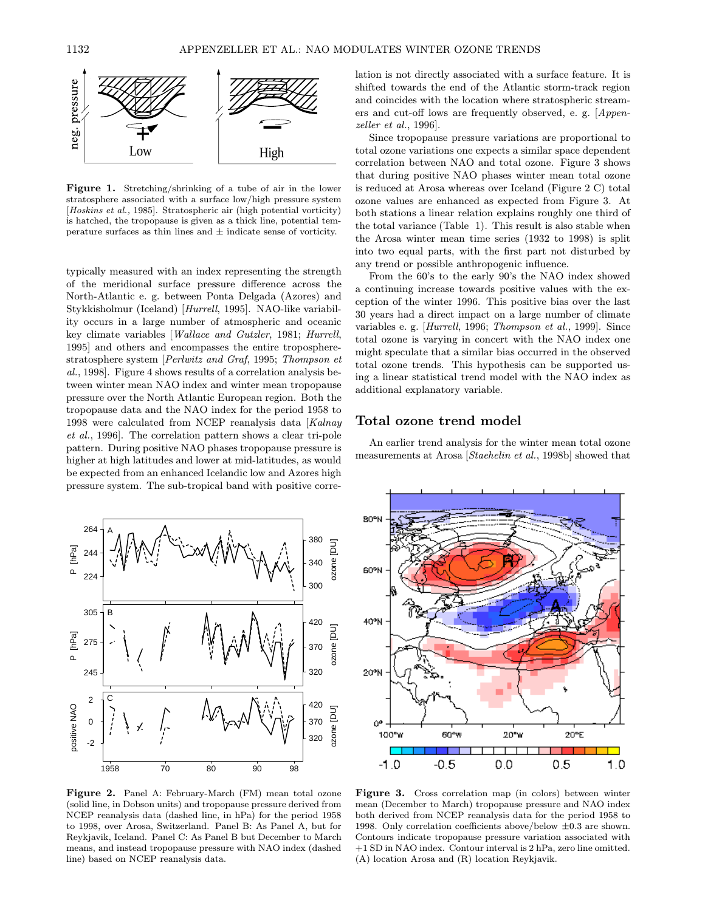**Figure 1.** Stretching/shrinking of a tube of air in the lower stratosphere associated with a surface low/high pressure system [*Hoskins et al.*, 1985]. Stratospheric air (high potential vorticity) is hatched, the tropopause is given as a thick line, potential temperature surfaces as thin lines and ± indicate sense of vorticity.

typically measured with an index representing the strength of the meridional surface pressure difference across the North-Atlantic e. g. between Ponta Delgada (Azores) and Stykkisholmur (Iceland) [*Hurrell*, 1995]. NAO-like variability occurs in a large number of atmospheric and oceanic key climate variables [*Wallace and Gutzler*, 1981; *Hurrell*, 1995] and others and encompasses the entire troposphere-stratosphere system [*Perlwitz and Graf*, 1995; *Thompson et al.*, 1998]. Figure 4 shows results of a correlation analysis between winter mean NAO index and winter mean tropopause pressure over the North Atlantic European region. Both the tropopause data and the NAO index for the period 1958 to 1998 were calculated from NCEP reanalysis data [*Kalnay et al.*, 1996]. The correlation pattern shows a clear tri-pole pattern. During positive NAO phases tropopause pressure is higher at high latitudes and lower at mid-latitudes, as would be expected from an enhanced Icelandic low and Azores high pressure system. The sub-tropical band with positive correlation is not directly associated with a surface feature. It is shifted towards the end of the Atlantic storm-track region and coincides with the location where stratospheric streamers and cut-off lows are frequently observed, e. g. [*Appenzeller et al.*, 1996].

Since tropopause pressure variations are proportional to total ozone variations one expects a similar space dependent correlation between NAO and total ozone. Figure 3 shows that during positive NAO phases winter mean total ozone is reduced at Arosa whereas over Iceland (Figure 2 C) total ozone values are enhanced as expected from Figure 3. At both stations a linear relation explains roughly one third of the total variance (Table 1). This result is also stable when the Arosa winter mean time series (1932 to 1998) is split into two equal parts, with the first part not disturbed by any trend or possible anthropogenic influence.

From the 60's to the early 90's the NAO index showed a continuing increase towards positive values with the exception of the winter 1996. This positive bias over the last 30 years had a direct impact on a large number of climate variables e. g. [*Hurrell*, 1996; *Thompson et al.*, 1999]. Since total ozone is varying in concert with the NAO index one might speculate that a similar bias occurred in the observed total ozone trends. This hypothesis can be supported using a linear statistical trend model with the NAO index as additional explanatory variable.

## Total ozone trend model

An earlier trend analysis for the winter mean total ozone measurements at Arosa [*Staehelin et al.*, 1998b] showed that

**Figure 2.** Panel A: February-March (FM) mean total ozone (solid line, in Dobson units) and tropopause pressure derived from NCEP reanalysis data (dashed line, in hPa) for the period 1958 to 1998, over Arosa, Switzerland. Panel B: As Panel A, but for Reykjavik, Iceland. Panel C: As Panel B but December to March means, and instead tropopause pressure with NAO index (dashed line) based on NCEP reanalysis data.

**Figure 3.** Cross correlation map (in colors) between winter mean (December to March) tropopause pressure and NAO index both derived from NCEP reanalysis data for the period 1958 to 1998. Only correlation coefficients above/below ±0.3 are shown. Contours indicate tropopause pressure variation associated with +1 SD in NAO index. Contour interval is 2 hPa, zero line omitted. (A) location Arosa and (R) location Reykjavik.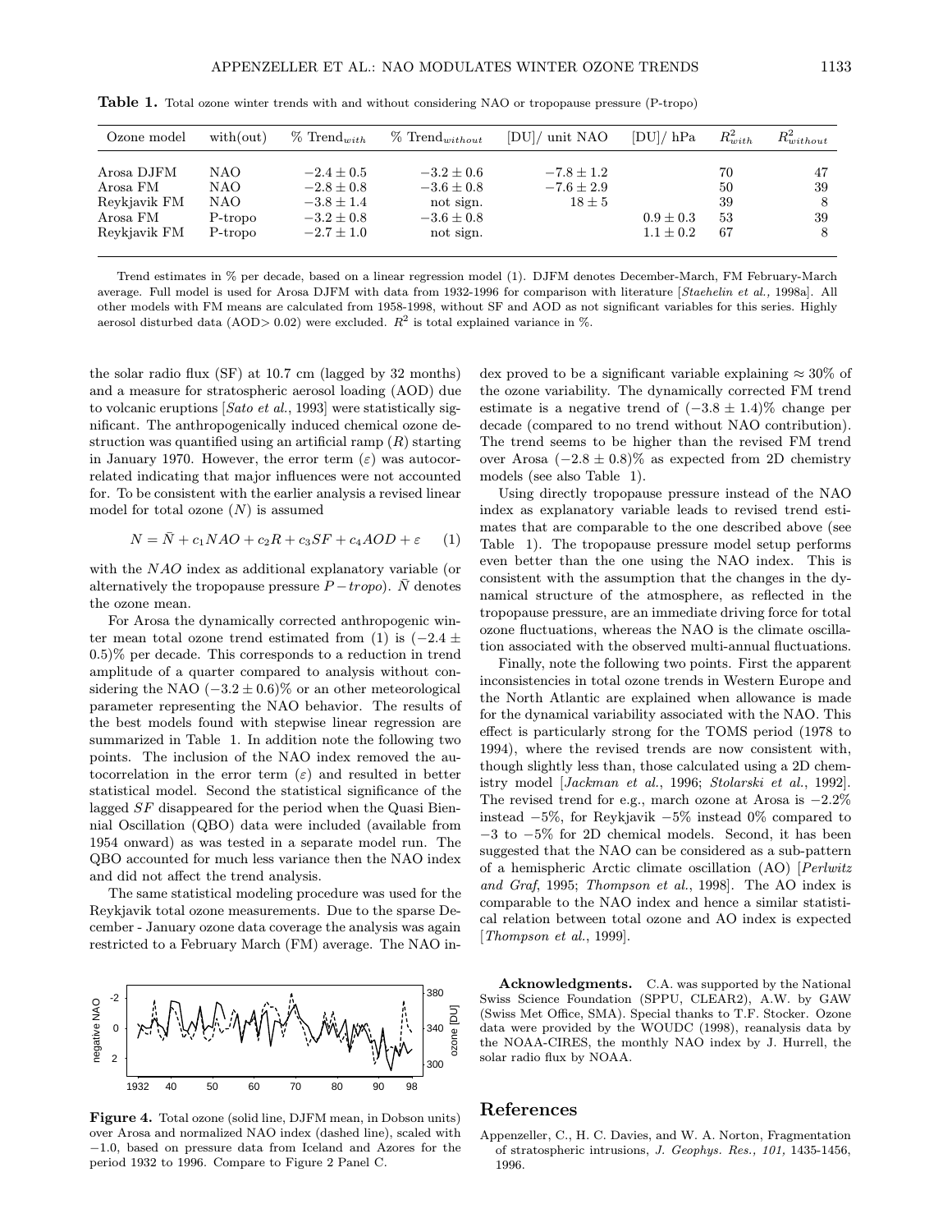**Table 1.** Total ozone winter trends with and without considering NAO or tropopause pressure (P-tropo)

| Ozone model | with(out) | % Trend$_{with}$ | % Trend$_{without}$ | [DU]/ unit NAO | [DU]/ hPa | $R^2_{with}$ | $R^2_{without}$ |
|---|---|---|---|---|---|---|---|
| Arosa DJFM | NAO | $-2.4 \pm 0.5$ | $-3.2 \pm 0.6$ | $-7.8 \pm 1.2$ | | 70 | 47 |
| Arosa FM | NAO | $-2.8 \pm 0.8$ | $-3.6 \pm 0.8$ | $-7.6 \pm 2.9$ | | 50 | 39 |
| Reykjavik FM | NAO | $-3.8 \pm 1.4$ | not sign. | $18 \pm 5$ | | 39 | 8 |
| Arosa FM | P-tropo | $-3.2 \pm 0.8$ | $-3.6 \pm 0.8$ | | $0.9 \pm 0.3$ | 53 | 39 |
| Reykjavik FM | P-tropo | $-2.7 \pm 1.0$ | not sign. | | $1.1 \pm 0.2$ | 67 | 8 |

Trend estimates in % per decade, based on a linear regression model (1). DJFM denotes December-March, FM February-March average. Full model is used for Arosa DJFM with data from 1932-1996 for comparison with literature [*Staehelin et al.,* 1998a]. All other models with FM means are calculated from 1958-1998, without SF and AOD as not significant variables for this series. Highly aerosol disturbed data (AOD> 0.02) were excluded. $R^2$ is total explained variance in %.

the solar radio flux (SF) at 10.7 cm (lagged by 32 months) and a measure for stratospheric aerosol loading (AOD) due to volcanic eruptions [*Sato et al.*, 1993] were statistically significant. The anthropogenically induced chemical ozone destruction was quantified using an artificial ramp ($R$) starting in January 1970. However, the error term ($\varepsilon$) was autocorrelated indicating that major influences were not accounted for. To be consistent with the earlier analysis a revised linear model for total ozone ($N$) is assumed

$$N = \bar{N} + c_1 NAO + c_2 R + c_3 SF + c_4 AOD + \varepsilon \qquad (1)$$

with the $NAO$ index as additional explanatory variable (or alternatively the tropopause pressure $P-tropo$). $\bar{N}$ denotes the ozone mean.

For Arosa the dynamically corrected anthropogenic winter mean total ozone trend estimated from (1) is $(-2.4 \pm 0.5)$% per decade. This corresponds to a reduction in trend amplitude of a quarter compared to analysis without considering the NAO $(-3.2 \pm 0.6)$% or an other meteorological parameter representing the NAO behavior. The results of the best models found with stepwise linear regression are summarized in Table 1. In addition note the following two points. The inclusion of the NAO index removed the autocorrelation in the error term ($\varepsilon$) and resulted in better statistical model. Second the statistical significance of the lagged $SF$ disappeared for the period when the Quasi Biennial Oscillation (QBO) data were included (available from 1954 onward) as was tested in a separate model run. The QBO accounted for much less variance then the NAO index and did not affect the trend analysis.

The same statistical modeling procedure was used for the Reykjavik total ozone measurements. Due to the sparse December - January ozone data coverage the analysis was again restricted to a February March (FM) average. The NAO index proved to be a significant variable explaining $\approx 30$% of the ozone variability. The dynamically corrected FM trend estimate is a negative trend of $(-3.8 \pm 1.4)$% change per decade (compared to no trend without NAO contribution). The trend seems to be higher than the revised FM trend over Arosa $(-2.8 \pm 0.8)$% as expected from 2D chemistry models (see also Table 1).

Using directly tropopause pressure instead of the NAO index as explanatory variable leads to revised trend estimates that are comparable to the one described above (see Table 1). The tropopause pressure model setup performs even better than the one using the NAO index. This is consistent with the assumption that the changes in the dynamical structure of the atmosphere, as reflected in the tropopause pressure, are an immediate driving force for total ozone fluctuations, whereas the NAO is the climate oscillation associated with the observed multi-annual fluctuations.

Finally, note the following two points. First the apparent inconsistencies in total ozone trends in Western Europe and the North Atlantic are explained when allowance is made for the dynamical variability associated with the NAO. This effect is particularly strong for the TOMS period (1978 to 1994), where the revised trends are now consistent with, though slightly less than, those calculated using a 2D chemistry model [*Jackman et al.*, 1996; *Stolarski et al.*, 1992]. The revised trend for e.g., march ozone at Arosa is $-2.2$% instead $-5$%, for Reykjavik $-5$% instead 0% compared to $-3$ to $-5$% for 2D chemical models. Second, it has been suggested that the NAO can be considered as a sub-pattern of a hemispheric Arctic climate oscillation (AO) [*Perlwitz and Graf*, 1995; *Thompson et al.*, 1998]. The AO index is comparable to the NAO index and hence a similar statistical relation between total ozone and AO index is expected [*Thompson et al.*, 1999].

**Figure 4.** Total ozone (solid line, DJFM mean, in Dobson units) over Arosa and normalized NAO index (dashed line), scaled with $-1.0$, based on pressure data from Iceland and Azores for the period 1932 to 1996. Compare to Figure 2 Panel C.

**Acknowledgments.** C.A. was supported by the National Swiss Science Foundation (SPPU, CLEAR2), A.W. by GAW (Swiss Met Office, SMA). Special thanks to T.F. Stocker. Ozone data were provided by the WOUDC (1998), reanalysis data by the NOAA-CIRES, the monthly NAO index by J. Hurrell, the solar radio flux by NOAA.

## References

Appenzeller, C., H. C. Davies, and W. A. Norton, Fragmentation of stratospheric intrusions, *J. Geophys. Res., 101,* 1435-1456, 1996.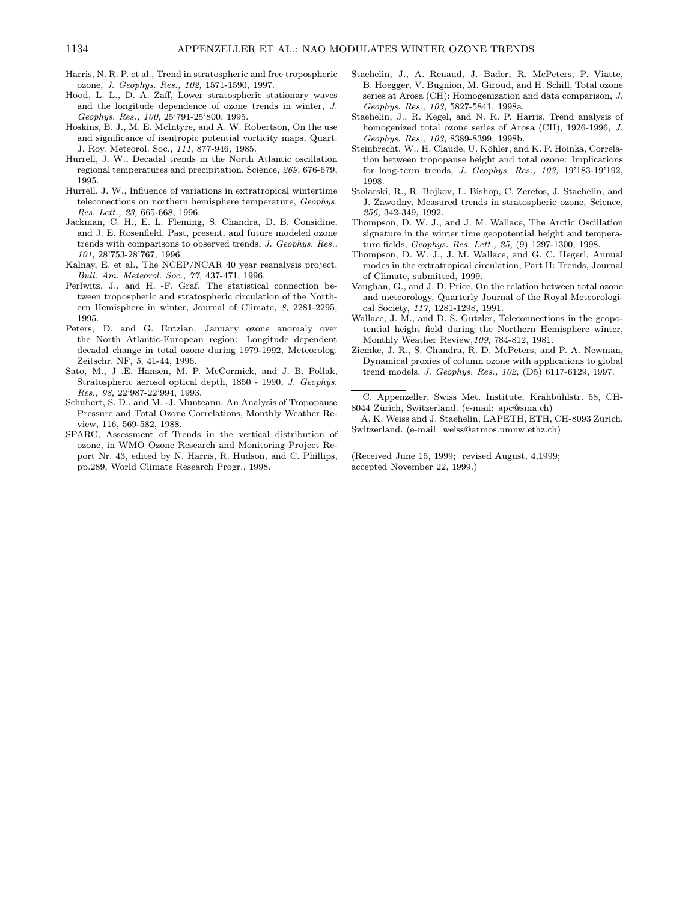Harris, N. R. P. et al., Trend in stratospheric and free tropospheric ozone, *J. Geophys. Res., 102,* 1571-1590, 1997.

Hood, L. L., D. A. Zaff, Lower stratospheric stationary waves and the longitude dependence of ozone trends in winter, *J. Geophys. Res., 100*, 25'791-25'800, 1995.

Hoskins, B. J., M. E. McIntyre, and A. W. Robertson, On the use and significance of isentropic potential vorticity maps, Quart. J. Roy. Meteorol. Soc., *111*, 877-946, 1985.

Hurrell, J. W., Decadal trends in the North Atlantic oscillation regional temperatures and precipitation, Science, *269,* 676-679, 1995.

Hurrell, J. W., Influence of variations in extratropical wintertime teleconections on northern hemisphere temperature, *Geophys. Res. Lett., 23,* 665-668, 1996.

Jackman, C. H., E. L. Fleming, S. Chandra, D. B. Considine, and J. E. Rosenfield, Past, present, and future modeled ozone trends with comparisons to observed trends, *J. Geophys. Res., 101,* 28'753-28'767, 1996.

Kalnay, E. et al., The NCEP/NCAR 40 year reanalysis project, *Bull. Am. Meteorol. Soc., 77,* 437-471, 1996.

Perlwitz, J., and H. -F. Graf, The statistical connection between tropospheric and stratospheric circulation of the Northern Hemisphere in winter, Journal of Climate, *8,* 2281-2295, 1995.

Peters, D. and G. Entzian, January ozone anomaly over the North Atlantic-European region: Longitude dependent decadal change in total ozone during 1979-1992, Meteorolog. Zeitschr. NF, *5*, 41-44, 1996.

Sato, M., J .E. Hansen, M. P. McCormick, and J. B. Pollak, Stratospheric aerosol optical depth, 1850 - 1990, *J. Geophys. Res., 98,* 22'987-22'994, 1993.

Schubert, S. D., and M. -J. Munteanu, An Analysis of Tropopause Pressure and Total Ozone Correlations, Monthly Weather Review, 116, 569-582, 1988.

SPARC, Assessment of Trends in the vertical distribution of ozone, in WMO Ozone Research and Monitoring Project Report Nr. 43, edited by N. Harris, R. Hudson, and C. Phillips, pp.289, World Climate Research Progr., 1998.

Staehelin, J., A. Renaud, J. Bader, R. McPeters, P. Viatte, B. Hoegger, V. Bugnion, M. Giroud, and H. Schill, Total ozone series at Arosa (CH): Homogenization and data comparison, *J. Geophys. Res., 103,* 5827-5841, 1998a.

Staehelin, J., R. Kegel, and N. R. P. Harris, Trend analysis of homogenized total ozone series of Arosa (CH), 1926-1996, *J. Geophys. Res., 103,* 8389-8399, 1998b.

Steinbrecht, W., H. Claude, U. Köhler, and K. P. Hoinka, Correlation between tropopause height and total ozone: Implications for long-term trends, *J. Geophys. Res., 103,* 19'183-19'192, 1998.

Stolarski, R., R. Bojkov, L. Bishop, C. Zerefos, J. Staehelin, and J. Zawodny, Measured trends in stratospheric ozone, Science, *256,* 342-349, 1992.

Thompson, D. W. J., and J. M. Wallace, The Arctic Oscillation signature in the winter time geopotential height and temperature fields, *Geophys. Res. Lett., 25,* (9) 1297-1300, 1998.

Thompson, D. W. J., J. M. Wallace, and G. C. Hegerl, Annual modes in the extratropical circulation, Part II: Trends, Journal of Climate, submitted, 1999.

Vaughan, G., and J. D. Price, On the relation between total ozone and meteorology, Quarterly Journal of the Royal Meteorological Society, *117,* 1281-1298, 1991.

Wallace, J. M., and D. S. Gutzler, Teleconnections in the geopotential height field during the Northern Hemisphere winter, Monthly Weather Review,*109*, 784-812, 1981.

Ziemke, J. R., S. Chandra, R. D. McPeters, and P. A. Newman, Dynamical proxies of column ozone with applications to global trend models, *J. Geophys. Res., 102,* (D5) 6117-6129, 1997.

---

C. Appenzeller, Swiss Met. Institute, Krähbühlstr. 58, CH-8044 Zürich, Switzerland. (e-mail: apc@sma.ch)

A. K. Weiss and J. Staehelin, LAPETH, ETH, CH-8093 Zürich, Switzerland. (e-mail: weiss@atmos.umnw.ethz.ch)

(Received June 15, 1999; revised August, 4,1999; accepted November 22, 1999.)